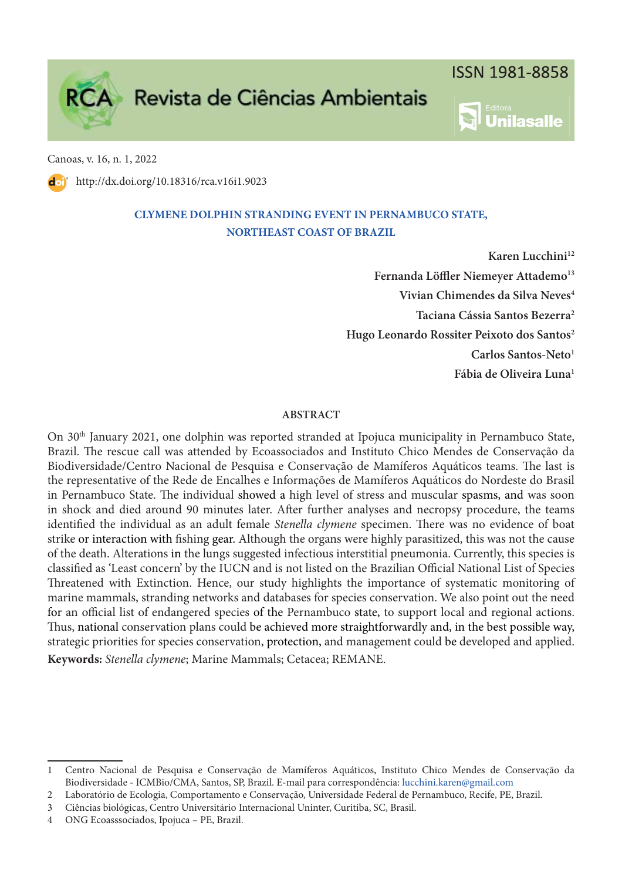Canoas, v. 16, n. 1, 2022

http://dx.doi.org/10.18316/rca.v16i1.9023

# CLYMENE DOLPHIN STRANDING EVENT IN PERNAMBUCO STATE, NORTHEAST COAST OF BRAZIL

**Karen Lucchini**[1,2]

**Fernanda Löffler Niemeyer Attademo**[1,3]

**Vivian Chimendes da Silva Neves**[4]

**Taciana Cássia Santos Bezerra**[2]

**Hugo Leonardo Rossiter Peixoto dos Santos**[2]

**Carlos Santos-Neto**[1]

**Fábia de Oliveira Luna**[1]

## ABSTRACT

On 30th January 2021, one dolphin was reported stranded at Ipojuca municipality in Pernambuco State, Brazil. The rescue call was attended by Ecoassociados and Instituto Chico Mendes de Conservação da Biodiversidade/Centro Nacional de Pesquisa e Conservação de Mamíferos Aquáticos teams. The last is the representative of the Rede de Encalhes e Informações de Mamíferos Aquáticos do Nordeste do Brasil in Pernambuco State. The individual showed a high level of stress and muscular spasms, and was soon in shock and died around 90 minutes later. After further analyses and necropsy procedure, the teams identified the individual as an adult female *Stenella clymene* specimen. There was no evidence of boat strike or interaction with fishing gear. Although the organs were highly parasitized, this was not the cause of the death. Alterations in the lungs suggested infectious interstitial pneumonia. Currently, this species is classified as 'Least concern' by the IUCN and is not listed on the Brazilian Official National List of Species Threatened with Extinction. Hence, our study highlights the importance of systematic monitoring of marine mammals, stranding networks and databases for species conservation. We also point out the need for an official list of endangered species of the Pernambuco state, to support local and regional actions. Thus, national conservation plans could be achieved more straightforwardly and, in the best possible way, strategic priorities for species conservation, protection, and management could be developed and applied.

**Keywords:** *Stenella clymene*; Marine Mammals; Cetacea; REMANE.

---

1 Centro Nacional de Pesquisa e Conservação de Mamíferos Aquáticos, Instituto Chico Mendes de Conservação da Biodiversidade - ICMBio/CMA, Santos, SP, Brazil. E-mail para correspondência: lucchini.karen@gmail.com

2 Laboratório de Ecologia, Comportamento e Conservação, Universidade Federal de Pernambuco, Recife, PE, Brazil.

3 Ciências biológicas, Centro Universitário Internacional Uninter, Curitiba, SC, Brasil.

4 ONG Ecoasssociados, Ipojuca – PE, Brazil.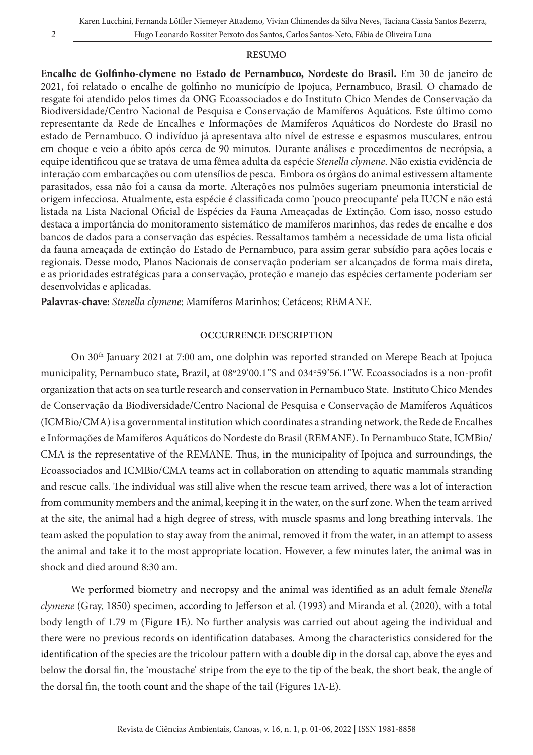**RESUMO**

**Encalhe de Golfinho-clymene no Estado de Pernambuco, Nordeste do Brasil.** Em 30 de janeiro de 2021, foi relatado o encalhe de golfinho no município de Ipojuca, Pernambuco, Brasil. O chamado de resgate foi atendido pelos times da ONG Ecoassociados e do Instituto Chico Mendes de Conservação da Biodiversidade/Centro Nacional de Pesquisa e Conservação de Mamíferos Aquáticos. Este último como representante da Rede de Encalhes e Informações de Mamíferos Aquáticos do Nordeste do Brasil no estado de Pernambuco. O indivíduo já apresentava alto nível de estresse e espasmos musculares, entrou em choque e veio a óbito após cerca de 90 minutos. Durante análises e procedimentos de necrópsia, a equipe identificou que se tratava de uma fêmea adulta da espécie *Stenella clymene*. Não existia evidência de interação com embarcações ou com utensílios de pesca. Embora os órgãos do animal estivessem altamente parasitados, essa não foi a causa da morte. Alterações nos pulmões sugeriam pneumonia intersticial de origem infecciosa. Atualmente, esta espécie é classificada como 'pouco preocupante' pela IUCN e não está listada na Lista Nacional Oficial de Espécies da Fauna Ameaçadas de Extinção. Com isso, nosso estudo destaca a importância do monitoramento sistemático de mamíferos marinhos, das redes de encalhe e dos bancos de dados para a conservação das espécies. Ressaltamos também a necessidade de uma lista oficial da fauna ameaçada de extinção do Estado de Pernambuco, para assim gerar subsídio para ações locais e regionais. Desse modo, Planos Nacionais de conservação poderiam ser alcançados de forma mais direta, e as prioridades estratégicas para a conservação, proteção e manejo das espécies certamente poderiam ser desenvolvidas e aplicadas.

**Palavras-chave:** *Stenella clymene*; Mamíferos Marinhos; Cetáceos; REMANE.

**OCCURRENCE DESCRIPTION**

On 30th January 2021 at 7:00 am, one dolphin was reported stranded on Merepe Beach at Ipojuca municipality, Pernambuco state, Brazil, at 08º29'00.1"S and 034º59'56.1"W. Ecoassociados is a non-profit organization that acts on sea turtle research and conservation in Pernambuco State. Instituto Chico Mendes de Conservação da Biodiversidade/Centro Nacional de Pesquisa e Conservação de Mamíferos Aquáticos (ICMBio/CMA) is a governmental institution which coordinates a stranding network, the Rede de Encalhes e Informações de Mamíferos Aquáticos do Nordeste do Brasil (REMANE). In Pernambuco State, ICMBio/CMA is the representative of the REMANE. Thus, in the municipality of Ipojuca and surroundings, the Ecoassociados and ICMBio/CMA teams act in collaboration on attending to aquatic mammals stranding and rescue calls. The individual was still alive when the rescue team arrived, there was a lot of interaction from community members and the animal, keeping it in the water, on the surf zone. When the team arrived at the site, the animal had a high degree of stress, with muscle spasms and long breathing intervals. The team asked the population to stay away from the animal, removed it from the water, in an attempt to assess the animal and take it to the most appropriate location. However, a few minutes later, the animal was in shock and died around 8:30 am.

We performed biometry and necropsy and the animal was identified as an adult female *Stenella clymene* (Gray, 1850) specimen, according to Jefferson et al. (1993) and Miranda et al. (2020), with a total body length of 1.79 m (Figure 1E). No further analysis was carried out about ageing the individual and there were no previous records on identification databases. Among the characteristics considered for the identification of the species are the tricolour pattern with a double dip in the dorsal cap, above the eyes and below the dorsal fin, the 'moustache' stripe from the eye to the tip of the beak, the short beak, the angle of the dorsal fin, the tooth count and the shape of the tail (Figures 1A-E).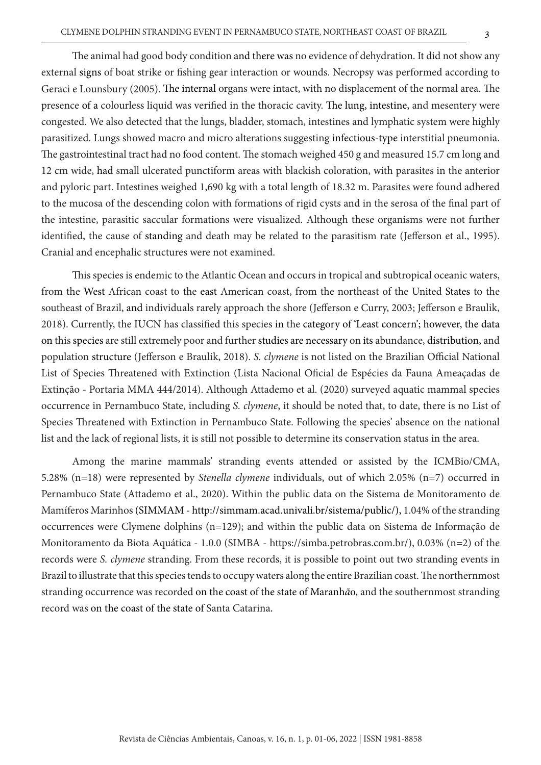The animal had good body condition and there was no evidence of dehydration. It did not show any external signs of boat strike or fishing gear interaction or wounds. Necropsy was performed according to Geraci e Lounsbury (2005). The internal organs were intact, with no displacement of the normal area. The presence of a colourless liquid was verified in the thoracic cavity. The lung, intestine, and mesentery were congested. We also detected that the lungs, bladder, stomach, intestines and lymphatic system were highly parasitized. Lungs showed macro and micro alterations suggesting infectious-type interstitial pneumonia. The gastrointestinal tract had no food content. The stomach weighed 450 g and measured 15.7 cm long and 12 cm wide, had small ulcerated punctiform areas with blackish coloration, with parasites in the anterior and pyloric part. Intestines weighed 1,690 kg with a total length of 18.32 m. Parasites were found adhered to the mucosa of the descending colon with formations of rigid cysts and in the serosa of the final part of the intestine, parasitic saccular formations were visualized. Although these organisms were not further identified, the cause of standing and death may be related to the parasitism rate (Jefferson et al., 1995). Cranial and encephalic structures were not examined.

This species is endemic to the Atlantic Ocean and occurs in tropical and subtropical oceanic waters, from the West African coast to the east American coast, from the northeast of the United States to the southeast of Brazil, and individuals rarely approach the shore (Jefferson e Curry, 2003; Jefferson e Braulik, 2018). Currently, the IUCN has classified this species in the category of 'Least concern'; however, the data on this species are still extremely poor and further studies are necessary on its abundance, distribution, and population structure (Jefferson e Braulik, 2018). *S. clymene* is not listed on the Brazilian Official National List of Species Threatened with Extinction (Lista Nacional Oficial de Espécies da Fauna Ameaçadas de Extinção - Portaria MMA 444/2014). Although Attademo et al. (2020) surveyed aquatic mammal species occurrence in Pernambuco State, including *S. clymene*, it should be noted that, to date, there is no List of Species Threatened with Extinction in Pernambuco State. Following the species' absence on the national list and the lack of regional lists, it is still not possible to determine its conservation status in the area.

Among the marine mammals' stranding events attended or assisted by the ICMBio/CMA, 5.28% (n=18) were represented by *Stenella clymene* individuals, out of which 2.05% (n=7) occurred in Pernambuco State (Attademo et al., 2020). Within the public data on the Sistema de Monitoramento de Mamíferos Marinhos (SIMMAM - http://simmam.acad.univali.br/sistema/public/), 1.04% of the stranding occurrences were Clymene dolphins (n=129); and within the public data on Sistema de Informação de Monitoramento da Biota Aquática - 1.0.0 (SIMBA - https://simba.petrobras.com.br/), 0.03% (n=2) of the records were *S. clymene* stranding. From these records, it is possible to point out two stranding events in Brazil to illustrate that this species tends to occupy waters along the entire Brazilian coast. The northernmost stranding occurrence was recorded on the coast of the state of Maranhão, and the southernmost stranding record was on the coast of the state of Santa Catarina.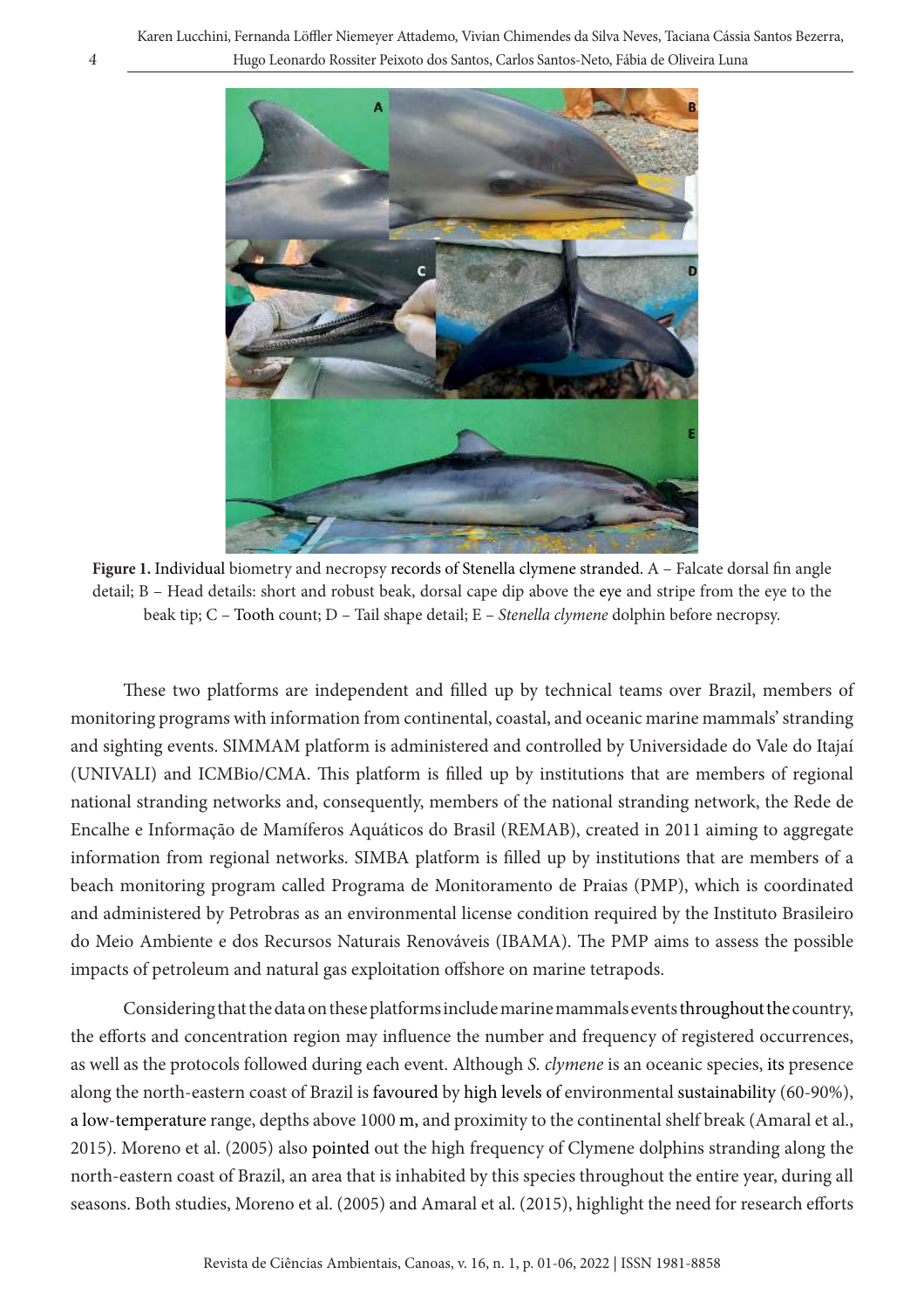**Figure 1.** Individual biometry and necropsy records of Stenella clymene stranded. A – Falcate dorsal fin angle detail; B – Head details: short and robust beak, dorsal cape dip above the eye and stripe from the eye to the beak tip; C – Tooth count; D – Tail shape detail; E – *Stenella clymene* dolphin before necropsy.

These two platforms are independent and filled up by technical teams over Brazil, members of monitoring programs with information from continental, coastal, and oceanic marine mammals' stranding and sighting events. SIMMAM platform is administered and controlled by Universidade do Vale do Itajaí (UNIVALI) and ICMBio/CMA. This platform is filled up by institutions that are members of regional national stranding networks and, consequently, members of the national stranding network, the Rede de Encalhe e Informação de Mamíferos Aquáticos do Brasil (REMAB), created in 2011 aiming to aggregate information from regional networks. SIMBA platform is filled up by institutions that are members of a beach monitoring program called Programa de Monitoramento de Praias (PMP), which is coordinated and administered by Petrobras as an environmental license condition required by the Instituto Brasileiro do Meio Ambiente e dos Recursos Naturais Renováveis (IBAMA). The PMP aims to assess the possible impacts of petroleum and natural gas exploitation offshore on marine tetrapods.

Considering that the data on these platforms include marine mammals events throughout the country, the efforts and concentration region may influence the number and frequency of registered occurrences, as well as the protocols followed during each event. Although *S. clymene* is an oceanic species, its presence along the north-eastern coast of Brazil is favoured by high levels of environmental sustainability (60-90%), a low-temperature range, depths above 1000 m, and proximity to the continental shelf break (Amaral et al., 2015). Moreno et al. (2005) also pointed out the high frequency of Clymene dolphins stranding along the north-eastern coast of Brazil, an area that is inhabited by this species throughout the entire year, during all seasons. Both studies, Moreno et al. (2005) and Amaral et al. (2015), highlight the need for research efforts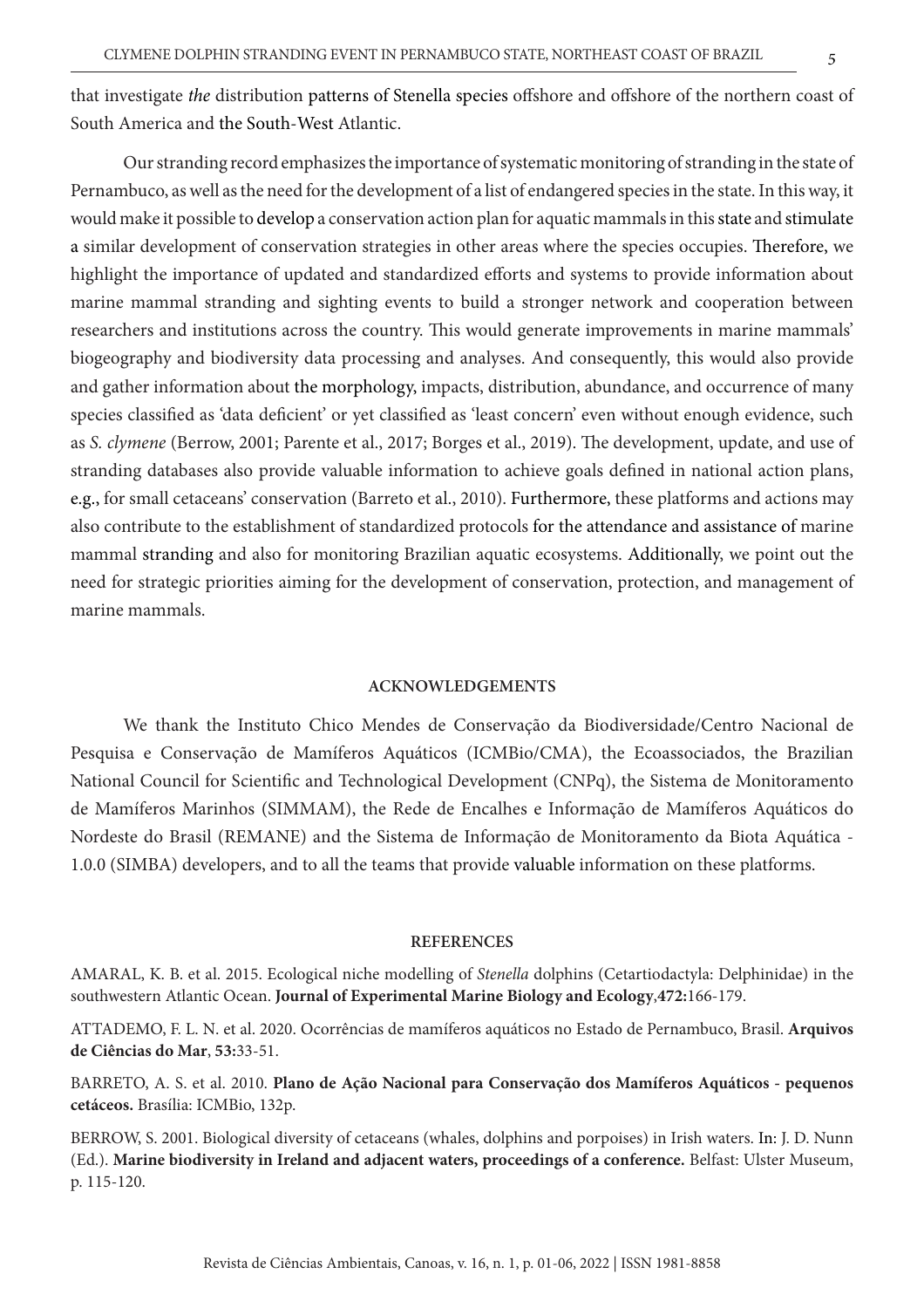that investigate *the* distribution patterns of Stenella species offshore and offshore of the northern coast of South America and the South-West Atlantic.

Our stranding record emphasizes the importance of systematic monitoring of stranding in the state of Pernambuco, as well as the need for the development of a list of endangered species in the state. In this way, it would make it possible to develop a conservation action plan for aquatic mammals in this state and stimulate a similar development of conservation strategies in other areas where the species occupies. Therefore, we highlight the importance of updated and standardized efforts and systems to provide information about marine mammal stranding and sighting events to build a stronger network and cooperation between researchers and institutions across the country. This would generate improvements in marine mammals' biogeography and biodiversity data processing and analyses. And consequently, this would also provide and gather information about the morphology, impacts, distribution, abundance, and occurrence of many species classified as 'data deficient' or yet classified as 'least concern' even without enough evidence, such as *S. clymene* (Berrow, 2001; Parente et al., 2017; Borges et al., 2019). The development, update, and use of stranding databases also provide valuable information to achieve goals defined in national action plans, e.g., for small cetaceans' conservation (Barreto et al., 2010). Furthermore, these platforms and actions may also contribute to the establishment of standardized protocols for the attendance and assistance of marine mammal stranding and also for monitoring Brazilian aquatic ecosystems. Additionally, we point out the need for strategic priorities aiming for the development of conservation, protection, and management of marine mammals.

## ACKNOWLEDGEMENTS

We thank the Instituto Chico Mendes de Conservação da Biodiversidade/Centro Nacional de Pesquisa e Conservação de Mamíferos Aquáticos (ICMBio/CMA), the Ecoassociados, the Brazilian National Council for Scientific and Technological Development (CNPq), the Sistema de Monitoramento de Mamíferos Marinhos (SIMMAM), the Rede de Encalhes e Informação de Mamíferos Aquáticos do Nordeste do Brasil (REMANE) and the Sistema de Informação de Monitoramento da Biota Aquática - 1.0.0 (SIMBA) developers, and to all the teams that provide valuable information on these platforms.

## REFERENCES

AMARAL, K. B. et al. 2015. Ecological niche modelling of *Stenella* dolphins (Cetartiodactyla: Delphinidae) in the southwestern Atlantic Ocean. **Journal of Experimental Marine Biology and Ecology**,**472:**166-179.

ATTADEMO, F. L. N. et al. 2020. Ocorrências de mamíferos aquáticos no Estado de Pernambuco, Brasil. **Arquivos de Ciências do Mar**, **53:**33-51.

BARRETO, A. S. et al. 2010. **Plano de Ação Nacional para Conservação dos Mamíferos Aquáticos - pequenos cetáceos.** Brasília: ICMBio, 132p.

BERROW, S. 2001. Biological diversity of cetaceans (whales, dolphins and porpoises) in Irish waters. In: J. D. Nunn (Ed.). **Marine biodiversity in Ireland and adjacent waters, proceedings of a conference.** Belfast: Ulster Museum, p. 115-120.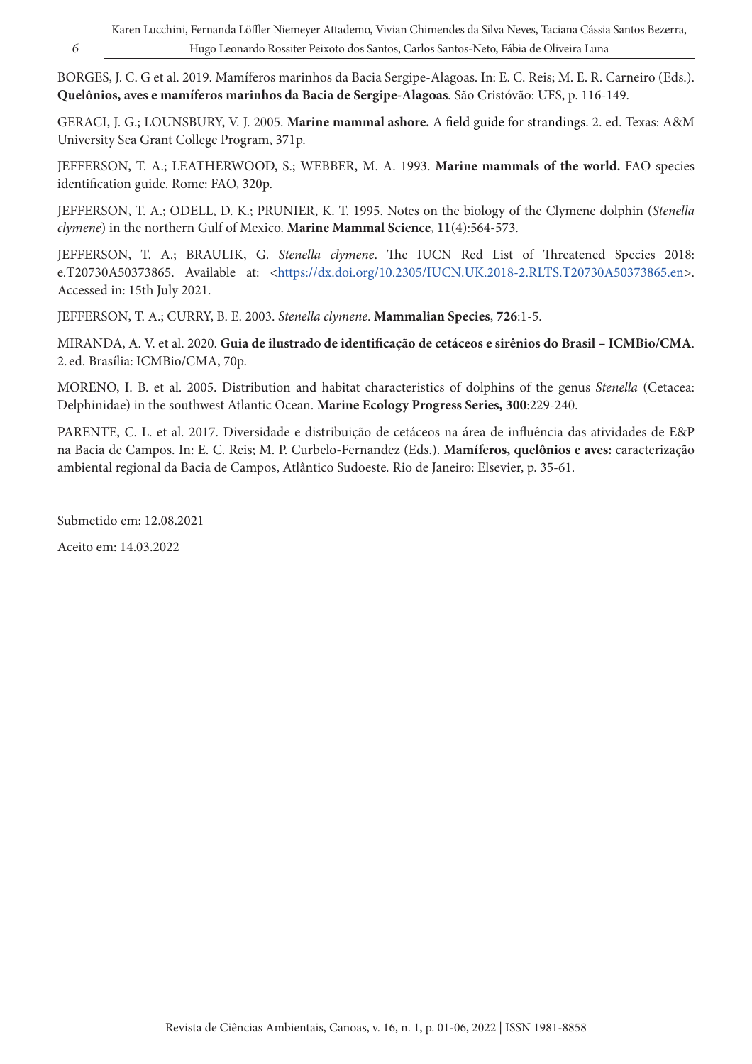BORGES, J. C. G et al. 2019. Mamíferos marinhos da Bacia Sergipe-Alagoas. In: E. C. Reis; M. E. R. Carneiro (Eds.). **Quelônios, aves e mamíferos marinhos da Bacia de Sergipe-Alagoas**. São Cristóvão: UFS, p. 116-149.

GERACI, J. G.; LOUNSBURY, V. J. 2005. **Marine mammal ashore.** A field guide for strandings. 2. ed. Texas: A&M University Sea Grant College Program, 371p.

JEFFERSON, T. A.; LEATHERWOOD, S.; WEBBER, M. A. 1993. **Marine mammals of the world.** FAO species identification guide. Rome: FAO, 320p.

JEFFERSON, T. A.; ODELL, D. K.; PRUNIER, K. T. 1995. Notes on the biology of the Clymene dolphin (*Stenella clymene*) in the northern Gulf of Mexico. **Marine Mammal Science**, **11**(4):564-573.

JEFFERSON, T. A.; BRAULIK, G. *Stenella clymene*. The IUCN Red List of Threatened Species 2018: e.T20730A50373865. Available at: <https://dx.doi.org/10.2305/IUCN.UK.2018-2.RLTS.T20730A50373865.en>. Accessed in: 15th July 2021.

JEFFERSON, T. A.; CURRY, B. E. 2003. *Stenella clymene*. **Mammalian Species**, **726**:1-5.

MIRANDA, A. V. et al. 2020. **Guia de ilustrado de identificação de cetáceos e sirênios do Brasil – ICMBio/CMA**. 2. ed. Brasília: ICMBio/CMA, 70p.

MORENO, I. B. et al. 2005. Distribution and habitat characteristics of dolphins of the genus *Stenella* (Cetacea: Delphinidae) in the southwest Atlantic Ocean. **Marine Ecology Progress Series, 300**:229-240.

PARENTE, C. L. et al. 2017. Diversidade e distribuição de cetáceos na área de influência das atividades de E&P na Bacia de Campos. In: E. C. Reis; M. P. Curbelo-Fernandez (Eds.). **Mamíferos, quelônios e aves:** caracterização ambiental regional da Bacia de Campos, Atlântico Sudoeste. Rio de Janeiro: Elsevier, p. 35-61.

Submetido em: 12.08.2021

Aceito em: 14.03.2022